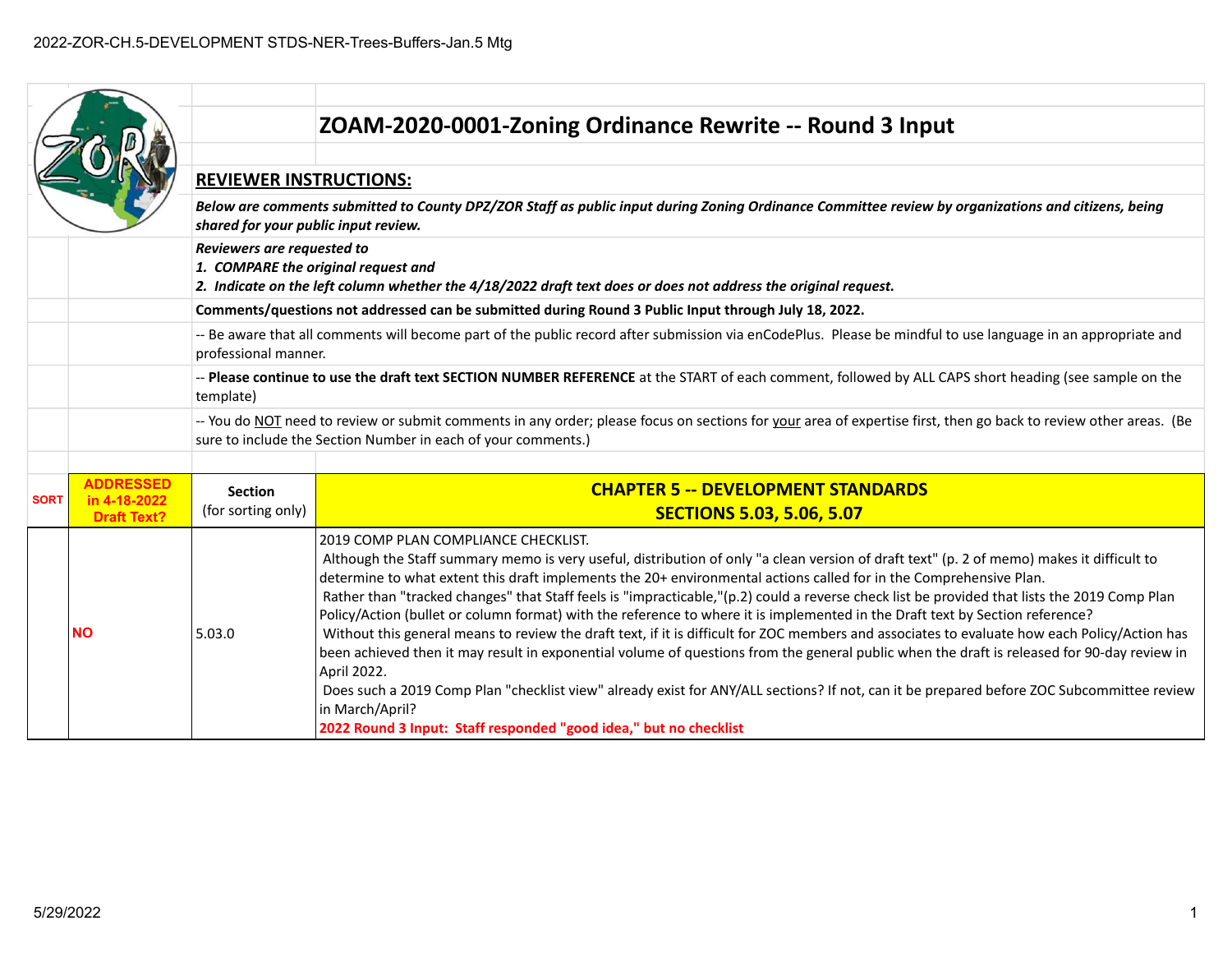2022-ZOR-CH.5-DEVELOPMENT STDS-NER-Trees-Buffers-Jan.5 Mtg

# ZOAM-2020-0001-Zoning Ordinance Rewrite -- Round 3 Input

## REVIEWER INSTRUCTIONS:

***Below are comments submitted to County DPZ/ZOR Staff as public input during Zoning Ordinance Committee review by organizations and citizens, being shared for your public input review.***

***Reviewers are requested to***
***1. COMPARE the original request and***
***2. Indicate on the left column whether the 4/18/2022 draft text does or does not address the original request.***

**Comments/questions not addressed can be submitted during Round 3 Public Input through July 18, 2022.**

-- Be aware that all comments will become part of the public record after submission via enCodePlus. Please be mindful to use language in an appropriate and professional manner.

-- **Please continue to use the draft text SECTION NUMBER REFERENCE** at the START of each comment, followed by ALL CAPS short heading (see sample on the template)

-- You do NOT need to review or submit comments in any order; please focus on sections for your area of expertise first, then go back to review other areas. (Be sure to include the Section Number in each of your comments.)

| SORT | ADDRESSED in 4-18-2022 Draft Text? | Section (for sorting only) | CHAPTER 5 -- DEVELOPMENT STANDARDS SECTIONS 5.03, 5.06, 5.07 |
|---|---|---|---|
| | NO | 5.03.0 | 2019 COMP PLAN COMPLIANCE CHECKLIST. Although the Staff summary memo is very useful, distribution of only "a clean version of draft text" (p. 2 of memo) makes it difficult to determine to what extent this draft implements the 20+ environmental actions called for in the Comprehensive Plan. Rather than "tracked changes" that Staff feels is "impracticable,"(p.2) could a reverse check list be provided that lists the 2019 Comp Plan Policy/Action (bullet or column format) with the reference to where it is implemented in the Draft text by Section reference? Without this general means to review the draft text, if it is difficult for ZOC members and associates to evaluate how each Policy/Action has been achieved then it may result in exponential volume of questions from the general public when the draft is released for 90-day review in April 2022. Does such a 2019 Comp Plan "checklist view" already exist for ANY/ALL sections? If not, can it be prepared before ZOC Subcommittee review in March/April? **2022 Round 3 Input: Staff responded "good idea," but no checklist** |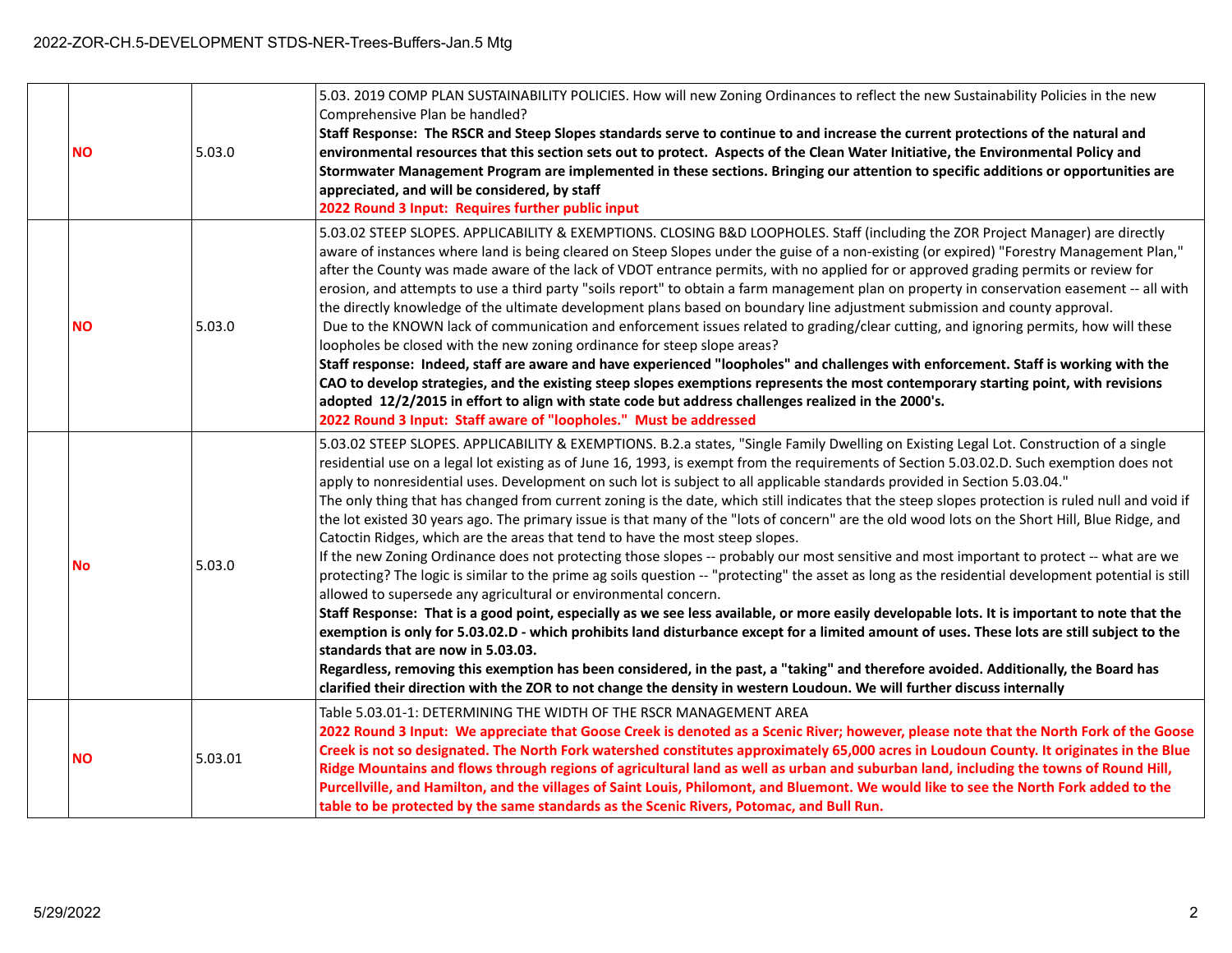| | | | |
|---|---|---|---|
| | **NO** | 5.03.0 | 5.03. 2019 COMP PLAN SUSTAINABILITY POLICIES. How will new Zoning Ordinances to reflect the new Sustainability Policies in the new Comprehensive Plan be handled?<br>**Staff Response: The RSCR and Steep Slopes standards serve to continue to and increase the current protections of the natural and environmental resources that this section sets out to protect. Aspects of the Clean Water Initiative, the Environmental Policy and Stormwater Management Program are implemented in these sections. Bringing our attention to specific additions or opportunities are appreciated, and will be considered, by staff**<br>**2022 Round 3 Input: Requires further public input** |
| | **NO** | 5.03.0 | 5.03.02 STEEP SLOPES. APPLICABILITY & EXEMPTIONS. CLOSING B&D LOOPHOLES. Staff (including the ZOR Project Manager) are directly aware of instances where land is being cleared on Steep Slopes under the guise of a non-existing (or expired) "Forestry Management Plan," after the County was made aware of the lack of VDOT entrance permits, with no applied for or approved grading permits or review for erosion, and attempts to use a third party "soils report" to obtain a farm management plan on property in conservation easement -- all with the directly knowledge of the ultimate development plans based on boundary line adjustment submission and county approval.<br>Due to the KNOWN lack of communication and enforcement issues related to grading/clear cutting, and ignoring permits, how will these loopholes be closed with the new zoning ordinance for steep slope areas?<br>**Staff response: Indeed, staff are aware and have experienced "loopholes" and challenges with enforcement. Staff is working with the CAO to develop strategies, and the existing steep slopes exemptions represents the most contemporary starting point, with revisions adopted 12/2/2015 in effort to align with state code but address challenges realized in the 2000's.**<br>**2022 Round 3 Input: Staff aware of "loopholes." Must be addressed** |
| | **No** | 5.03.0 | 5.03.02 STEEP SLOPES. APPLICABILITY & EXEMPTIONS. B.2.a states, "Single Family Dwelling on Existing Legal Lot. Construction of a single residential use on a legal lot existing as of June 16, 1993, is exempt from the requirements of Section 5.03.02.D. Such exemption does not apply to nonresidential uses. Development on such lot is subject to all applicable standards provided in Section 5.03.04."<br>The only thing that has changed from current zoning is the date, which still indicates that the steep slopes protection is ruled null and void if the lot existed 30 years ago. The primary issue is that many of the "lots of concern" are the old wood lots on the Short Hill, Blue Ridge, and Catoctin Ridges, which are the areas that tend to have the most steep slopes.<br>If the new Zoning Ordinance does not protecting those slopes -- probably our most sensitive and most important to protect -- what are we protecting? The logic is similar to the prime ag soils question -- "protecting" the asset as long as the residential development potential is still allowed to supersede any agricultural or environmental concern.<br>**Staff Response: That is a good point, especially as we see less available, or more easily developable lots. It is important to note that the exemption is only for 5.03.02.D - which prohibits land disturbance except for a limited amount of uses. These lots are still subject to the standards that are now in 5.03.03.**<br>**Regardless, removing this exemption has been considered, in the past, a "taking" and therefore avoided. Additionally, the Board has clarified their direction with the ZOR to not change the density in western Loudoun. We will further discuss internally** |
| | **NO** | 5.03.01 | Table 5.03.01-1: DETERMINING THE WIDTH OF THE RSCR MANAGEMENT AREA<br>**2022 Round 3 Input: We appreciate that Goose Creek is denoted as a Scenic River; however, please note that the North Fork of the Goose Creek is not so designated. The North Fork watershed constitutes approximately 65,000 acres in Loudoun County. It originates in the Blue Ridge Mountains and flows through regions of agricultural land as well as urban and suburban land, including the towns of Round Hill, Purcellville, and Hamilton, and the villages of Saint Louis, Philomont, and Bluemont. We would like to see the North Fork added to the table to be protected by the same standards as the Scenic Rivers, Potomac, and Bull Run.** |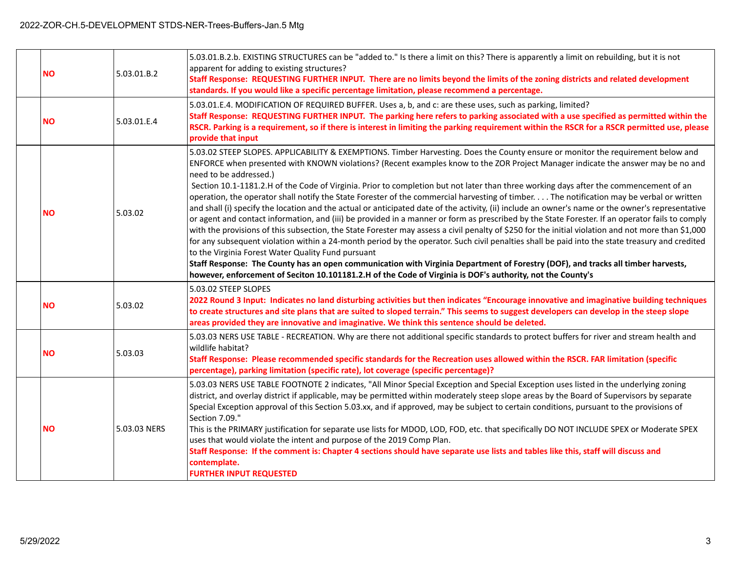| | | | |
|---|---|---|---|
| | **NO** | 5.03.01.B.2 | 5.03.01.B.2.b. EXISTING STRUCTURES can be "added to." Is there a limit on this? There is apparently a limit on rebuilding, but it is not apparent for adding to existing structures?<br>**Staff Response: REQUESTING FURTHER INPUT. There are no limits beyond the limits of the zoning districts and related development standards. If you would like a specific percentage limitation, please recommend a percentage.** |
| | **NO** | 5.03.01.E.4 | 5.03.01.E.4. MODIFICATION OF REQUIRED BUFFER. Uses a, b, and c: are these uses, such as parking, limited?<br>**Staff Response: REQUESTING FURTHER INPUT. The parking here refers to parking associated with a use specified as permitted within the RSCR. Parking is a requirement, so if there is interest in limiting the parking requirement within the RSCR for a RSCR permitted use, please provide that input** |
| | **NO** | 5.03.02 | 5.03.02 STEEP SLOPES. APPLICABILITY & EXEMPTIONS. Timber Harvesting. Does the County ensure or monitor the requirement below and ENFORCE when presented with KNOWN violations? (Recent examples know to the ZOR Project Manager indicate the answer may be no and need to be addressed.)<br>Section 10.1-1181.2.H of the Code of Virginia. Prior to completion but not later than three working days after the commencement of an operation, the operator shall notify the State Forester of the commercial harvesting of timber. . . . The notification may be verbal or written and shall (i) specify the location and the actual or anticipated date of the activity, (ii) include an owner's name or the owner's representative or agent and contact information, and (iii) be provided in a manner or form as prescribed by the State Forester. If an operator fails to comply with the provisions of this subsection, the State Forester may assess a civil penalty of $250 for the initial violation and not more than $1,000 for any subsequent violation within a 24-month period by the operator. Such civil penalties shall be paid into the state treasury and credited to the Virginia Forest Water Quality Fund pursuant<br>**Staff Response: The County has an open communication with Virginia Department of Forestry (DOF), and tracks all timber harvests, however, enforcement of Seciton 10.101181.2.H of the Code of Virginia is DOF's authority, not the County's** |
| | **NO** | 5.03.02 | 5.03.02 STEEP SLOPES<br>**2022 Round 3 Input: Indicates no land disturbing activities but then indicates "Encourage innovative and imaginative building techniques to create structures and site plans that are suited to sloped terrain." This seems to suggest developers can develop in the steep slope areas provided they are innovative and imaginative. We think this sentence should be deleted.** |
| | **NO** | 5.03.03 | 5.03.03 NERS USE TABLE - RECREATION. Why are there not additional specific standards to protect buffers for river and stream health and wildlife habitat?<br>**Staff Response: Please recommended specific standards for the Recreation uses allowed within the RSCR. FAR limitation (specific percentage), parking limitation (specific rate), lot coverage (specific percentage)?** |
| | **NO** | 5.03.03 NERS | 5.03.03 NERS USE TABLE FOOTNOTE 2 indicates, "All Minor Special Exception and Special Exception uses listed in the underlying zoning district, and overlay district if applicable, may be permitted within moderately steep slope areas by the Board of Supervisors by separate Special Exception approval of this Section 5.03.xx, and if approved, may be subject to certain conditions, pursuant to the provisions of Section 7.09."<br>This is the PRIMARY justification for separate use lists for MDOD, LOD, FOD, etc. that specifically DO NOT INCLUDE SPEX or Moderate SPEX uses that would violate the intent and purpose of the 2019 Comp Plan.<br>**Staff Response: If the comment is: Chapter 4 sections should have separate use lists and tables like this, staff will discuss and contemplate.**<br>**FURTHER INPUT REQUESTED** |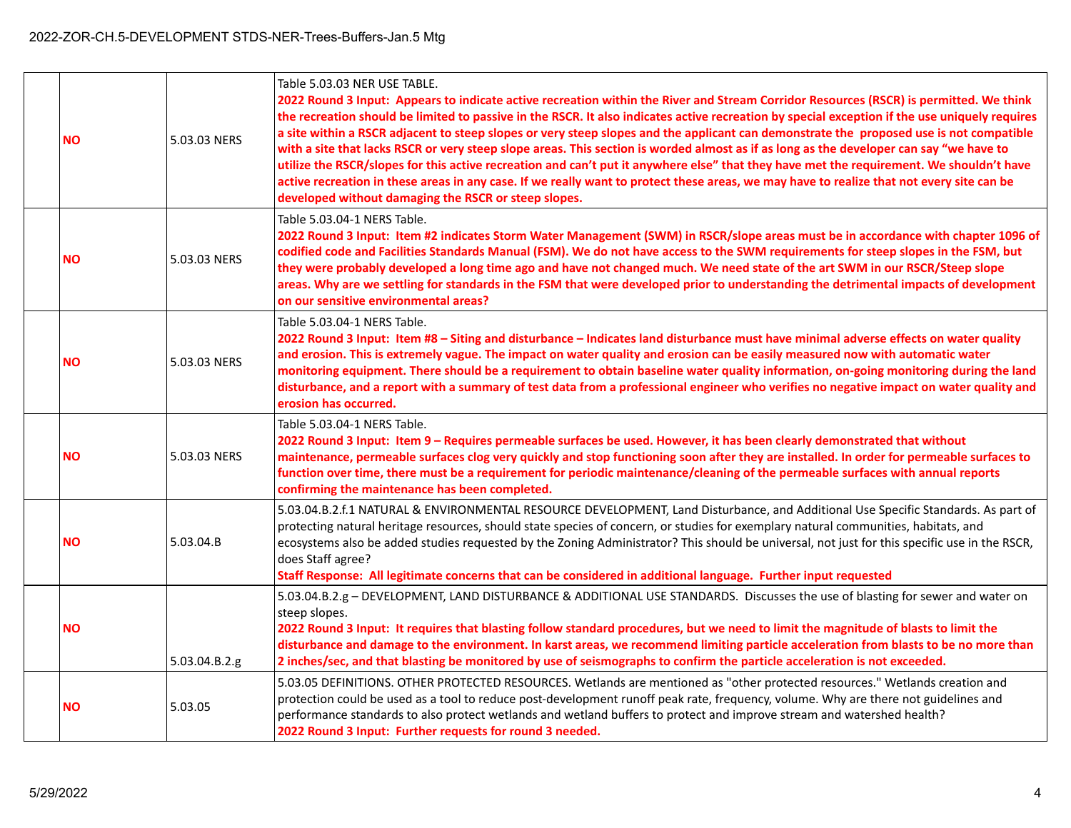|  |  |  |  |
|---|---|---|---|
|  | **NO** | 5.03.03 NERS | Table 5.03.03 NER USE TABLE. **2022 Round 3 Input: Appears to indicate active recreation within the River and Stream Corridor Resources (RSCR) is permitted. We think the recreation should be limited to passive in the RSCR. It also indicates active recreation by special exception if the use uniquely requires a site within a RSCR adjacent to steep slopes or very steep slopes and the applicant can demonstrate the proposed use is not compatible with a site that lacks RSCR or very steep slope areas. This section is worded almost as if as long as the developer can say "we have to utilize the RSCR/slopes for this active recreation and can't put it anywhere else" that they have met the requirement. We shouldn't have active recreation in these areas in any case. If we really want to protect these areas, we may have to realize that not every site can be developed without damaging the RSCR or steep slopes.** |
|  | **NO** | 5.03.03 NERS | Table 5.03.04-1 NERS Table. **2022 Round 3 Input: Item #2 indicates Storm Water Management (SWM) in RSCR/slope areas must be in accordance with chapter 1096 of codified code and Facilities Standards Manual (FSM). We do not have access to the SWM requirements for steep slopes in the FSM, but they were probably developed a long time ago and have not changed much. We need state of the art SWM in our RSCR/Steep slope areas. Why are we settling for standards in the FSM that were developed prior to understanding the detrimental impacts of development on our sensitive environmental areas?** |
|  | **NO** | 5.03.03 NERS | Table 5.03.04-1 NERS Table. **2022 Round 3 Input: Item #8 – Siting and disturbance – Indicates land disturbance must have minimal adverse effects on water quality and erosion. This is extremely vague. The impact on water quality and erosion can be easily measured now with automatic water monitoring equipment. There should be a requirement to obtain baseline water quality information, on-going monitoring during the land disturbance, and a report with a summary of test data from a professional engineer who verifies no negative impact on water quality and erosion has occurred.** |
|  | **NO** | 5.03.03 NERS | Table 5.03.04-1 NERS Table. **2022 Round 3 Input: Item 9 – Requires permeable surfaces be used. However, it has been clearly demonstrated that without maintenance, permeable surfaces clog very quickly and stop functioning soon after they are installed. In order for permeable surfaces to function over time, there must be a requirement for periodic maintenance/cleaning of the permeable surfaces with annual reports confirming the maintenance has been completed.** |
|  | **NO** | 5.03.04.B | 5.03.04.B.2.f.1 NATURAL & ENVIRONMENTAL RESOURCE DEVELOPMENT, Land Disturbance, and Additional Use Specific Standards. As part of protecting natural heritage resources, should state species of concern, or studies for exemplary natural communities, habitats, and ecosystems also be added studies requested by the Zoning Administrator? This should be universal, not just for this specific use in the RSCR, does Staff agree? **Staff Response: All legitimate concerns that can be considered in additional language. Further input requested** |
|  | **NO** | 5.03.04.B.2.g | 5.03.04.B.2.g – DEVELOPMENT, LAND DISTURBANCE & ADDITIONAL USE STANDARDS. Discusses the use of blasting for sewer and water on steep slopes. **2022 Round 3 Input: It requires that blasting follow standard procedures, but we need to limit the magnitude of blasts to limit the disturbance and damage to the environment. In karst areas, we recommend limiting particle acceleration from blasts to be no more than 2 inches/sec, and that blasting be monitored by use of seismographs to confirm the particle acceleration is not exceeded.** |
|  | **NO** | 5.03.05 | 5.03.05 DEFINITIONS. OTHER PROTECTED RESOURCES. Wetlands are mentioned as "other protected resources." Wetlands creation and protection could be used as a tool to reduce post-development runoff peak rate, frequency, volume. Why are there not guidelines and performance standards to also protect wetlands and wetland buffers to protect and improve stream and watershed health? **2022 Round 3 Input: Further requests for round 3 needed.** |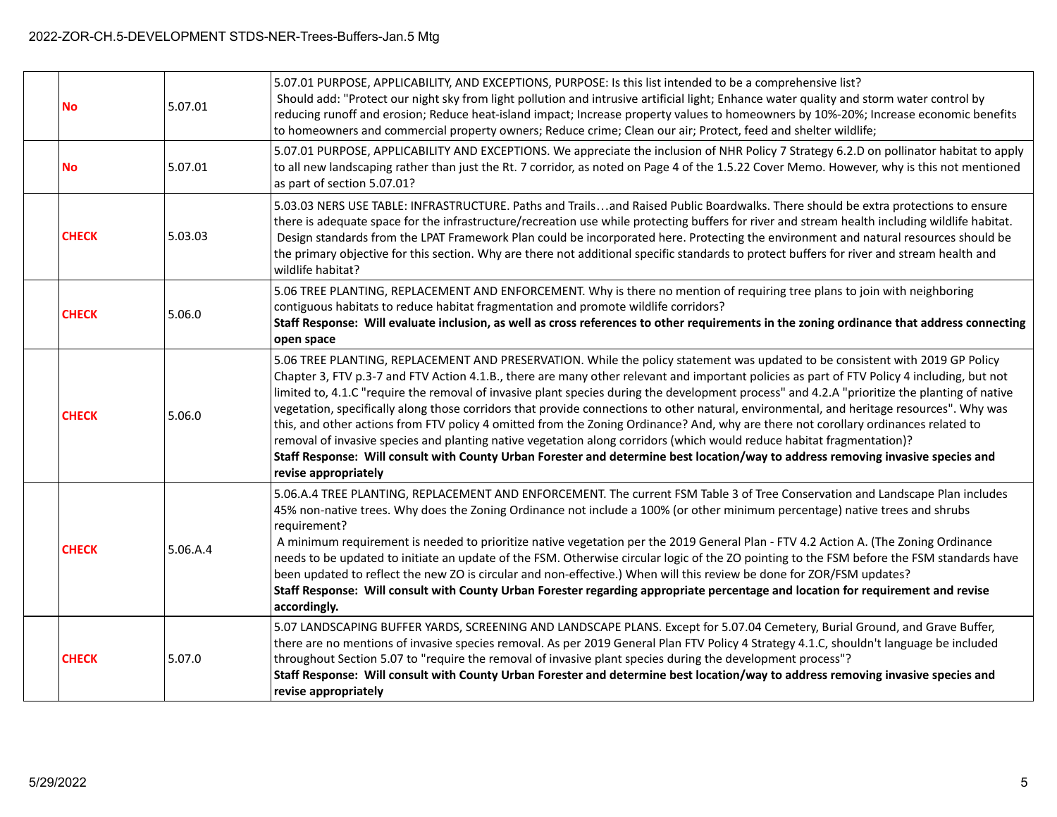| | | | |
|---|---|---|---|
| | **No** | 5.07.01 | 5.07.01 PURPOSE, APPLICABILITY, AND EXCEPTIONS, PURPOSE: Is this list intended to be a comprehensive list?<br>Should add: "Protect our night sky from light pollution and intrusive artificial light; Enhance water quality and storm water control by reducing runoff and erosion; Reduce heat-island impact; Increase property values to homeowners by 10%-20%; Increase economic benefits to homeowners and commercial property owners; Reduce crime; Clean our air; Protect, feed and shelter wildlife; |
| | **No** | 5.07.01 | 5.07.01 PURPOSE, APPLICABILITY AND EXCEPTIONS. We appreciate the inclusion of NHR Policy 7 Strategy 6.2.D on pollinator habitat to apply to all new landscaping rather than just the Rt. 7 corridor, as noted on Page 4 of the 1.5.22 Cover Memo. However, why is this not mentioned as part of section 5.07.01? |
| | **CHECK** | 5.03.03 | 5.03.03 NERS USE TABLE: INFRASTRUCTURE. Paths and Trails…and Raised Public Boardwalks. There should be extra protections to ensure there is adequate space for the infrastructure/recreation use while protecting buffers for river and stream health including wildlife habitat.<br>Design standards from the LPAT Framework Plan could be incorporated here. Protecting the environment and natural resources should be the primary objective for this section. Why are there not additional specific standards to protect buffers for river and stream health and wildlife habitat? |
| | **CHECK** | 5.06.0 | 5.06 TREE PLANTING, REPLACEMENT AND ENFORCEMENT. Why is there no mention of requiring tree plans to join with neighboring contiguous habitats to reduce habitat fragmentation and promote wildlife corridors?<br>**Staff Response: Will evaluate inclusion, as well as cross references to other requirements in the zoning ordinance that address connecting open space** |
| | **CHECK** | 5.06.0 | 5.06 TREE PLANTING, REPLACEMENT AND PRESERVATION. While the policy statement was updated to be consistent with 2019 GP Policy Chapter 3, FTV p.3-7 and FTV Action 4.1.B., there are many other relevant and important policies as part of FTV Policy 4 including, but not limited to, 4.1.C "require the removal of invasive plant species during the development process" and 4.2.A "prioritize the planting of native vegetation, specifically along those corridors that provide connections to other natural, environmental, and heritage resources". Why was this, and other actions from FTV policy 4 omitted from the Zoning Ordinance? And, why are there not corollary ordinances related to removal of invasive species and planting native vegetation along corridors (which would reduce habitat fragmentation)?<br>**Staff Response: Will consult with County Urban Forester and determine best location/way to address removing invasive species and revise appropriately** |
| | **CHECK** | 5.06.A.4 | 5.06.A.4 TREE PLANTING, REPLACEMENT AND ENFORCEMENT. The current FSM Table 3 of Tree Conservation and Landscape Plan includes 45% non-native trees. Why does the Zoning Ordinance not include a 100% (or other minimum percentage) native trees and shrubs requirement?<br>A minimum requirement is needed to prioritize native vegetation per the 2019 General Plan - FTV 4.2 Action A. (The Zoning Ordinance needs to be updated to initiate an update of the FSM. Otherwise circular logic of the ZO pointing to the FSM before the FSM standards have been updated to reflect the new ZO is circular and non-effective.) When will this review be done for ZOR/FSM updates?<br>**Staff Response: Will consult with County Urban Forester regarding appropriate percentage and location for requirement and revise accordingly.** |
| | **CHECK** | 5.07.0 | 5.07 LANDSCAPING BUFFER YARDS, SCREENING AND LANDSCAPE PLANS. Except for 5.07.04 Cemetery, Burial Ground, and Grave Buffer, there are no mentions of invasive species removal. As per 2019 General Plan FTV Policy 4 Strategy 4.1.C, shouldn't language be included throughout Section 5.07 to "require the removal of invasive plant species during the development process"?<br>**Staff Response: Will consult with County Urban Forester and determine best location/way to address removing invasive species and revise appropriately** |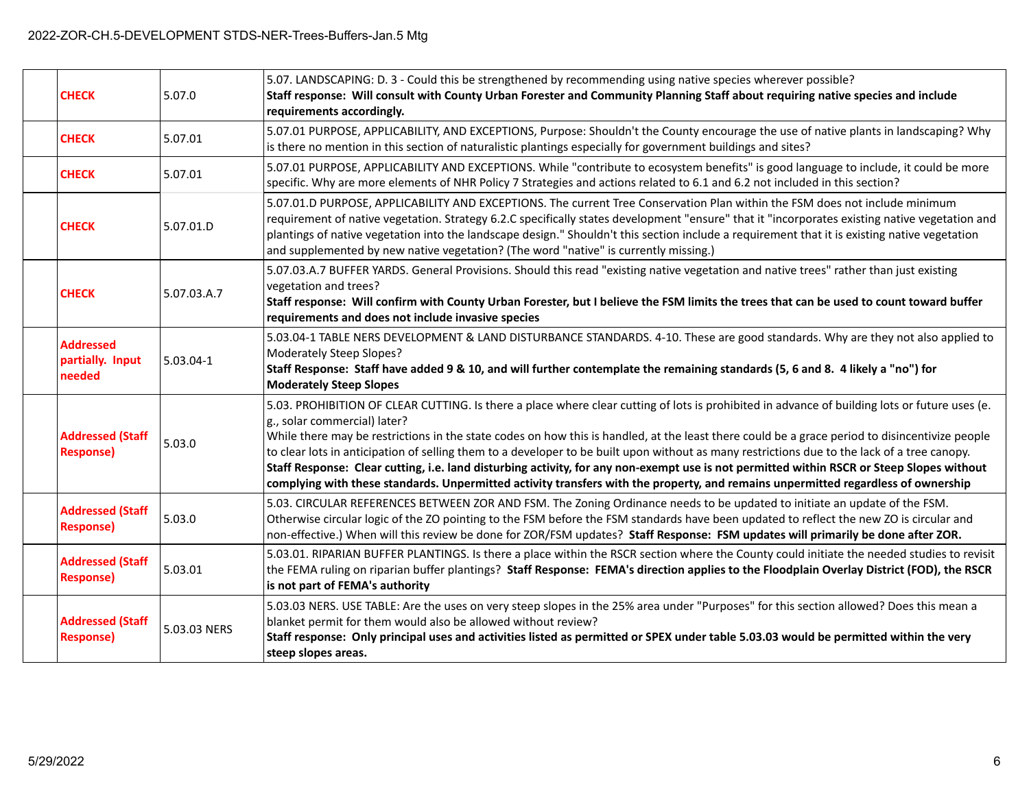| | | | |
|---|---|---|---|
| | **CHECK** | 5.07.0 | 5.07. LANDSCAPING: D. 3 - Could this be strengthened by recommending using native species wherever possible? **Staff response: Will consult with County Urban Forester and Community Planning Staff about requiring native species and include requirements accordingly.** |
| | **CHECK** | 5.07.01 | 5.07.01 PURPOSE, APPLICABILITY, AND EXCEPTIONS, Purpose: Shouldn't the County encourage the use of native plants in landscaping? Why is there no mention in this section of naturalistic plantings especially for government buildings and sites? |
| | **CHECK** | 5.07.01 | 5.07.01 PURPOSE, APPLICABILITY AND EXCEPTIONS. While "contribute to ecosystem benefits" is good language to include, it could be more specific. Why are more elements of NHR Policy 7 Strategies and actions related to 6.1 and 6.2 not included in this section? |
| | **CHECK** | 5.07.01.D | 5.07.01.D PURPOSE, APPLICABILITY AND EXCEPTIONS. The current Tree Conservation Plan within the FSM does not include minimum requirement of native vegetation. Strategy 6.2.C specifically states development "ensure" that it "incorporates existing native vegetation and plantings of native vegetation into the landscape design." Shouldn't this section include a requirement that it is existing native vegetation and supplemented by new native vegetation? (The word "native" is currently missing.) |
| | **CHECK** | 5.07.03.A.7 | 5.07.03.A.7 BUFFER YARDS. General Provisions. Should this read "existing native vegetation and native trees" rather than just existing vegetation and trees? **Staff response: Will confirm with County Urban Forester, but I believe the FSM limits the trees that can be used to count toward buffer requirements and does not include invasive species** |
| | **Addressed partially. Input needed** | 5.03.04-1 | 5.03.04-1 TABLE NERS DEVELOPMENT & LAND DISTURBANCE STANDARDS. 4-10. These are good standards. Why are they not also applied to Moderately Steep Slopes? **Staff Response: Staff have added 9 & 10, and will further contemplate the remaining standards (5, 6 and 8. 4 likely a "no") for Moderately Steep Slopes** |
| | **Addressed (Staff Response)** | 5.03.0 | 5.03. PROHIBITION OF CLEAR CUTTING. Is there a place where clear cutting of lots is prohibited in advance of building lots or future uses (e. g., solar commercial) later? While there may be restrictions in the state codes on how this is handled, at the least there could be a grace period to disincentivize people to clear lots in anticipation of selling them to a developer to be built upon without as many restrictions due to the lack of a tree canopy. **Staff Response: Clear cutting, i.e. land disturbing activity, for any non-exempt use is not permitted within RSCR or Steep Slopes without complying with these standards. Unpermitted activity transfers with the property, and remains unpermitted regardless of ownership** |
| | **Addressed (Staff Response)** | 5.03.0 | 5.03. CIRCULAR REFERENCES BETWEEN ZOR AND FSM. The Zoning Ordinance needs to be updated to initiate an update of the FSM. Otherwise circular logic of the ZO pointing to the FSM before the FSM standards have been updated to reflect the new ZO is circular and non-effective.) When will this review be done for ZOR/FSM updates? **Staff Response: FSM updates will primarily be done after ZOR.** |
| | **Addressed (Staff Response)** | 5.03.01 | 5.03.01. RIPARIAN BUFFER PLANTINGS. Is there a place within the RSCR section where the County could initiate the needed studies to revisit the FEMA ruling on riparian buffer plantings? **Staff Response: FEMA's direction applies to the Floodplain Overlay District (FOD), the RSCR is not part of FEMA's authority** |
| | **Addressed (Staff Response)** | 5.03.03 NERS | 5.03.03 NERS. USE TABLE: Are the uses on very steep slopes in the 25% area under "Purposes" for this section allowed? Does this mean a blanket permit for them would also be allowed without review? **Staff response: Only principal uses and activities listed as permitted or SPEX under table 5.03.03 would be permitted within the very steep slopes areas.** |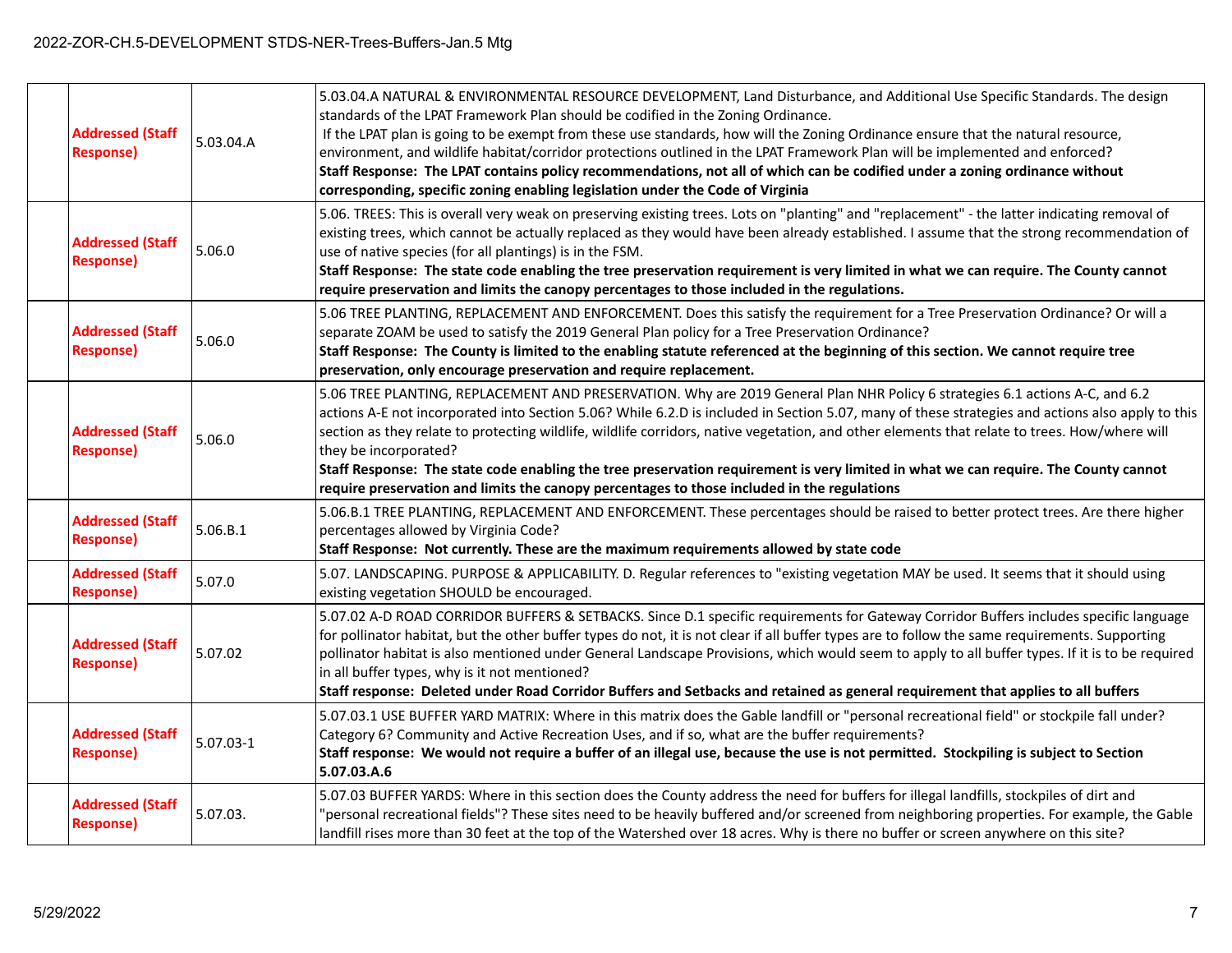| | | | |
|---|---|---|---|
| | **Addressed (Staff Response)** | 5.03.04.A | 5.03.04.A NATURAL & ENVIRONMENTAL RESOURCE DEVELOPMENT, Land Disturbance, and Additional Use Specific Standards. The design standards of the LPAT Framework Plan should be codified in the Zoning Ordinance.<br>If the LPAT plan is going to be exempt from these use standards, how will the Zoning Ordinance ensure that the natural resource, environment, and wildlife habitat/corridor protections outlined in the LPAT Framework Plan will be implemented and enforced?<br>**Staff Response: The LPAT contains policy recommendations, not all of which can be codified under a zoning ordinance without corresponding, specific zoning enabling legislation under the Code of Virginia** |
| | **Addressed (Staff Response)** | 5.06.0 | 5.06. TREES: This is overall very weak on preserving existing trees. Lots on "planting" and "replacement" - the latter indicating removal of existing trees, which cannot be actually replaced as they would have been already established. I assume that the strong recommendation of use of native species (for all plantings) is in the FSM.<br>**Staff Response: The state code enabling the tree preservation requirement is very limited in what we can require. The County cannot require preservation and limits the canopy percentages to those included in the regulations.** |
| | **Addressed (Staff Response)** | 5.06.0 | 5.06 TREE PLANTING, REPLACEMENT AND ENFORCEMENT. Does this satisfy the requirement for a Tree Preservation Ordinance? Or will a separate ZOAM be used to satisfy the 2019 General Plan policy for a Tree Preservation Ordinance?<br>**Staff Response: The County is limited to the enabling statute referenced at the beginning of this section. We cannot require tree preservation, only encourage preservation and require replacement.** |
| | **Addressed (Staff Response)** | 5.06.0 | 5.06 TREE PLANTING, REPLACEMENT AND PRESERVATION. Why are 2019 General Plan NHR Policy 6 strategies 6.1 actions A-C, and 6.2 actions A-E not incorporated into Section 5.06? While 6.2.D is included in Section 5.07, many of these strategies and actions also apply to this section as they relate to protecting wildlife, wildlife corridors, native vegetation, and other elements that relate to trees. How/where will they be incorporated?<br>**Staff Response: The state code enabling the tree preservation requirement is very limited in what we can require. The County cannot require preservation and limits the canopy percentages to those included in the regulations** |
| | **Addressed (Staff Response)** | 5.06.B.1 | 5.06.B.1 TREE PLANTING, REPLACEMENT AND ENFORCEMENT. These percentages should be raised to better protect trees. Are there higher percentages allowed by Virginia Code?<br>**Staff Response: Not currently. These are the maximum requirements allowed by state code** |
| | **Addressed (Staff Response)** | 5.07.0 | 5.07. LANDSCAPING. PURPOSE & APPLICABILITY. D. Regular references to "existing vegetation MAY be used. It seems that it should using existing vegetation SHOULD be encouraged. |
| | **Addressed (Staff Response)** | 5.07.02 | 5.07.02 A-D ROAD CORRIDOR BUFFERS & SETBACKS. Since D.1 specific requirements for Gateway Corridor Buffers includes specific language for pollinator habitat, but the other buffer types do not, it is not clear if all buffer types are to follow the same requirements. Supporting pollinator habitat is also mentioned under General Landscape Provisions, which would seem to apply to all buffer types. If it is to be required in all buffer types, why is it not mentioned?<br>**Staff response: Deleted under Road Corridor Buffers and Setbacks and retained as general requirement that applies to all buffers** |
| | **Addressed (Staff Response)** | 5.07.03-1 | 5.07.03.1 USE BUFFER YARD MATRIX: Where in this matrix does the Gable landfill or "personal recreational field" or stockpile fall under? Category 6? Community and Active Recreation Uses, and if so, what are the buffer requirements?<br>**Staff response: We would not require a buffer of an illegal use, because the use is not permitted. Stockpiling is subject to Section 5.07.03.A.6** |
| | **Addressed (Staff Response)** | 5.07.03. | 5.07.03 BUFFER YARDS: Where in this section does the County address the need for buffers for illegal landfills, stockpiles of dirt and "personal recreational fields"? These sites need to be heavily buffered and/or screened from neighboring properties. For example, the Gable landfill rises more than 30 feet at the top of the Watershed over 18 acres. Why is there no buffer or screen anywhere on this site? |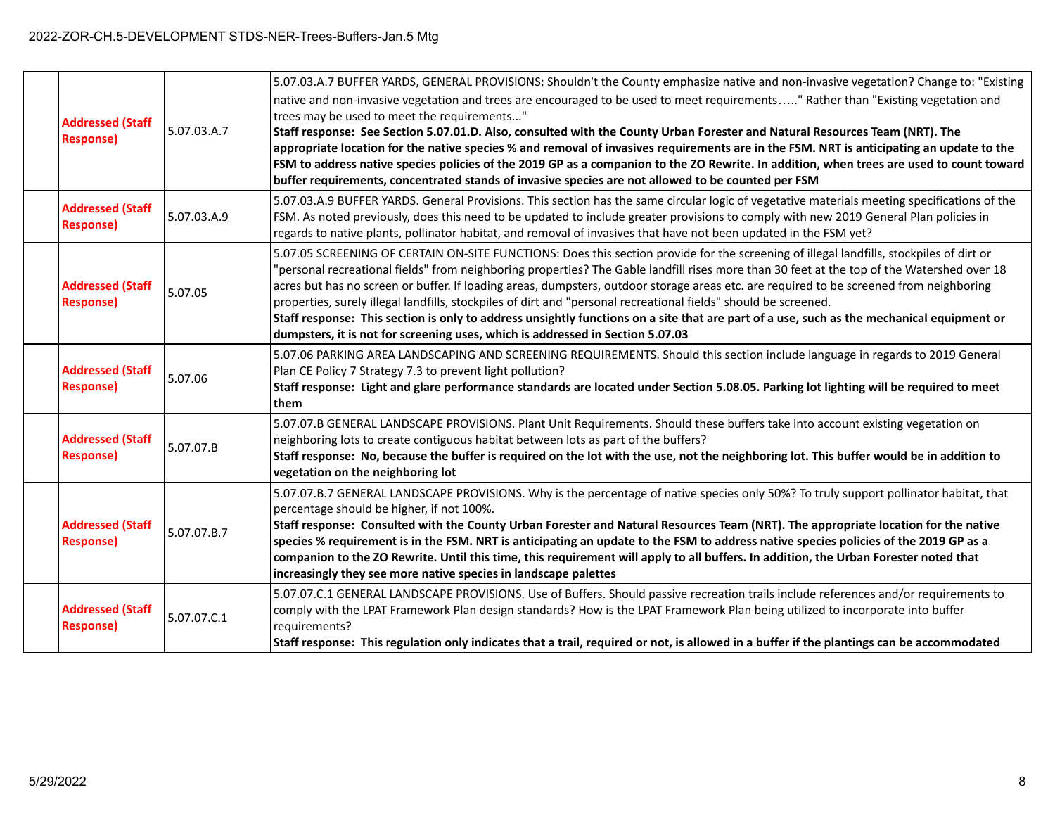| | | | |
|---|---|---|---|
| | **Addressed (Staff Response)** | 5.07.03.A.7 | 5.07.03.A.7 BUFFER YARDS, GENERAL PROVISIONS: Shouldn't the County emphasize native and non-invasive vegetation? Change to: "Existing native and non-invasive vegetation and trees are encouraged to be used to meet requirements….." Rather than "Existing vegetation and trees may be used to meet the requirements..." **Staff response: See Section 5.07.01.D. Also, consulted with the County Urban Forester and Natural Resources Team (NRT). The appropriate location for the native species % and removal of invasives requirements are in the FSM. NRT is anticipating an update to the FSM to address native species policies of the 2019 GP as a companion to the ZO Rewrite. In addition, when trees are used to count toward buffer requirements, concentrated stands of invasive species are not allowed to be counted per FSM** |
| | **Addressed (Staff Response)** | 5.07.03.A.9 | 5.07.03.A.9 BUFFER YARDS. General Provisions. This section has the same circular logic of vegetative materials meeting specifications of the FSM. As noted previously, does this need to be updated to include greater provisions to comply with new 2019 General Plan policies in regards to native plants, pollinator habitat, and removal of invasives that have not been updated in the FSM yet? |
| | **Addressed (Staff Response)** | 5.07.05 | 5.07.05 SCREENING OF CERTAIN ON-SITE FUNCTIONS: Does this section provide for the screening of illegal landfills, stockpiles of dirt or "personal recreational fields" from neighboring properties? The Gable landfill rises more than 30 feet at the top of the Watershed over 18 acres but has no screen or buffer. If loading areas, dumpsters, outdoor storage areas etc. are required to be screened from neighboring properties, surely illegal landfills, stockpiles of dirt and "personal recreational fields" should be screened. **Staff response: This section is only to address unsightly functions on a site that are part of a use, such as the mechanical equipment or dumpsters, it is not for screening uses, which is addressed in Section 5.07.03** |
| | **Addressed (Staff Response)** | 5.07.06 | 5.07.06 PARKING AREA LANDSCAPING AND SCREENING REQUIREMENTS. Should this section include language in regards to 2019 General Plan CE Policy 7 Strategy 7.3 to prevent light pollution? **Staff response: Light and glare performance standards are located under Section 5.08.05. Parking lot lighting will be required to meet them** |
| | **Addressed (Staff Response)** | 5.07.07.B | 5.07.07.B GENERAL LANDSCAPE PROVISIONS. Plant Unit Requirements. Should these buffers take into account existing vegetation on neighboring lots to create contiguous habitat between lots as part of the buffers? **Staff response: No, because the buffer is required on the lot with the use, not the neighboring lot. This buffer would be in addition to vegetation on the neighboring lot** |
| | **Addressed (Staff Response)** | 5.07.07.B.7 | 5.07.07.B.7 GENERAL LANDSCAPE PROVISIONS. Why is the percentage of native species only 50%? To truly support pollinator habitat, that percentage should be higher, if not 100%. **Staff response: Consulted with the County Urban Forester and Natural Resources Team (NRT). The appropriate location for the native species % requirement is in the FSM. NRT is anticipating an update to the FSM to address native species policies of the 2019 GP as a companion to the ZO Rewrite. Until this time, this requirement will apply to all buffers. In addition, the Urban Forester noted that increasingly they see more native species in landscape palettes** |
| | **Addressed (Staff Response)** | 5.07.07.C.1 | 5.07.07.C.1 GENERAL LANDSCAPE PROVISIONS. Use of Buffers. Should passive recreation trails include references and/or requirements to comply with the LPAT Framework Plan design standards? How is the LPAT Framework Plan being utilized to incorporate into buffer requirements? **Staff response: This regulation only indicates that a trail, required or not, is allowed in a buffer if the plantings can be accommodated** |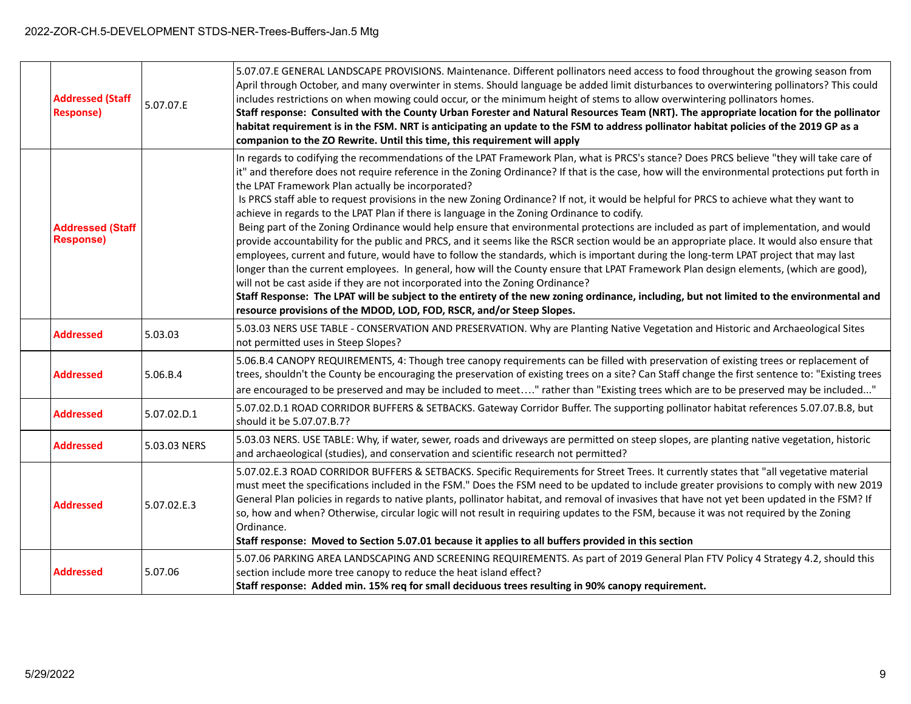| | | | |
|---|---|---|---|
| | **Addressed (Staff Response)** | 5.07.07.E | 5.07.07.E GENERAL LANDSCAPE PROVISIONS. Maintenance. Different pollinators need access to food throughout the growing season from April through October, and many overwinter in stems. Should language be added limit disturbances to overwintering pollinators? This could includes restrictions on when mowing could occur, or the minimum height of stems to allow overwintering pollinators homes.<br>**Staff response: Consulted with the County Urban Forester and Natural Resources Team (NRT). The appropriate location for the pollinator habitat requirement is in the FSM. NRT is anticipating an update to the FSM to address pollinator habitat policies of the 2019 GP as a companion to the ZO Rewrite. Until this time, this requirement will apply** |
| | **Addressed (Staff Response)** | | In regards to codifying the recommendations of the LPAT Framework Plan, what is PRCS's stance? Does PRCS believe "they will take care of it" and therefore does not require reference in the Zoning Ordinance? If that is the case, how will the environmental protections put forth in the LPAT Framework Plan actually be incorporated?<br>Is PRCS staff able to request provisions in the new Zoning Ordinance? If not, it would be helpful for PRCS to achieve what they want to achieve in regards to the LPAT Plan if there is language in the Zoning Ordinance to codify.<br>Being part of the Zoning Ordinance would help ensure that environmental protections are included as part of implementation, and would provide accountability for the public and PRCS, and it seems like the RSCR section would be an appropriate place. It would also ensure that employees, current and future, would have to follow the standards, which is important during the long-term LPAT project that may last longer than the current employees. In general, how will the County ensure that LPAT Framework Plan design elements, (which are good), will not be cast aside if they are not incorporated into the Zoning Ordinance?<br>**Staff Response: The LPAT will be subject to the entirety of the new zoning ordinance, including, but not limited to the environmental and resource provisions of the MDOD, LOD, FOD, RSCR, and/or Steep Slopes.** |
| | **Addressed** | 5.03.03 | 5.03.03 NERS USE TABLE - CONSERVATION AND PRESERVATION. Why are Planting Native Vegetation and Historic and Archaeological Sites not permitted uses in Steep Slopes? |
| | **Addressed** | 5.06.B.4 | 5.06.B.4 CANOPY REQUIREMENTS, 4: Though tree canopy requirements can be filled with preservation of existing trees or replacement of trees, shouldn't the County be encouraging the preservation of existing trees on a site? Can Staff change the first sentence to: "Existing trees are encouraged to be preserved and may be included to meet…." rather than "Existing trees which are to be preserved may be included..." |
| | **Addressed** | 5.07.02.D.1 | 5.07.02.D.1 ROAD CORRIDOR BUFFERS & SETBACKS. Gateway Corridor Buffer. The supporting pollinator habitat references 5.07.07.B.8, but should it be 5.07.07.B.7? |
| | **Addressed** | 5.03.03 NERS | 5.03.03 NERS. USE TABLE: Why, if water, sewer, roads and driveways are permitted on steep slopes, are planting native vegetation, historic and archaeological (studies), and conservation and scientific research not permitted? |
| | **Addressed** | 5.07.02.E.3 | 5.07.02.E.3 ROAD CORRIDOR BUFFERS & SETBACKS. Specific Requirements for Street Trees. It currently states that "all vegetative material must meet the specifications included in the FSM." Does the FSM need to be updated to include greater provisions to comply with new 2019 General Plan policies in regards to native plants, pollinator habitat, and removal of invasives that have not yet been updated in the FSM? If so, how and when? Otherwise, circular logic will not result in requiring updates to the FSM, because it was not required by the Zoning Ordinance.<br>**Staff response: Moved to Section 5.07.01 because it applies to all buffers provided in this section** |
| | **Addressed** | 5.07.06 | 5.07.06 PARKING AREA LANDSCAPING AND SCREENING REQUIREMENTS. As part of 2019 General Plan FTV Policy 4 Strategy 4.2, should this section include more tree canopy to reduce the heat island effect?<br>**Staff response: Added min. 15% req for small deciduous trees resulting in 90% canopy requirement.** |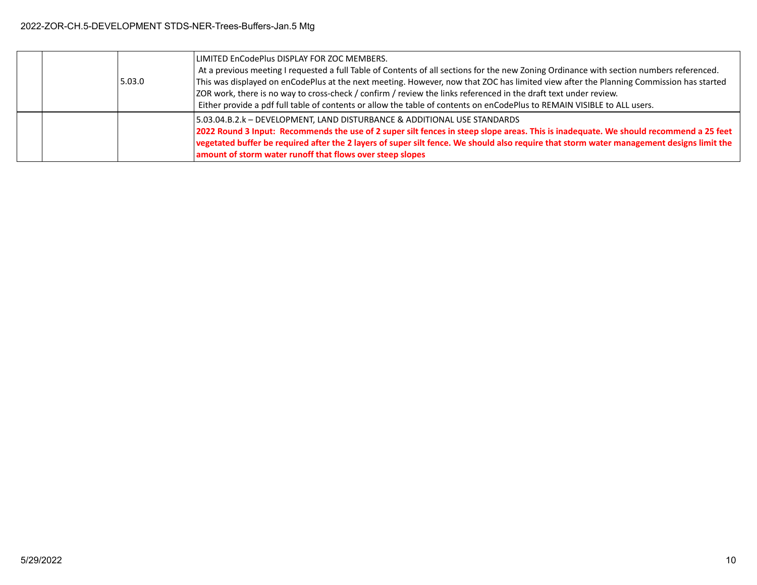| | | | |
|---|---|---|---|
| | | 5.03.0 | LIMITED EnCodePlus DISPLAY FOR ZOC MEMBERS.<br>At a previous meeting I requested a full Table of Contents of all sections for the new Zoning Ordinance with section numbers referenced. This was displayed on enCodePlus at the next meeting. However, now that ZOC has limited view after the Planning Commission has started ZOR work, there is no way to cross-check / confirm / review the links referenced in the draft text under review.<br>Either provide a pdf full table of contents or allow the table of contents on enCodePlus to REMAIN VISIBLE to ALL users. |
| | | | 5.03.04.B.2.k – DEVELOPMENT, LAND DISTURBANCE & ADDITIONAL USE STANDARDS<br>**2022 Round 3 Input: Recommends the use of 2 super silt fences in steep slope areas. This is inadequate. We should recommend a 25 feet vegetated buffer be required after the 2 layers of super silt fence. We should also require that storm water management designs limit the amount of storm water runoff that flows over steep slopes** |